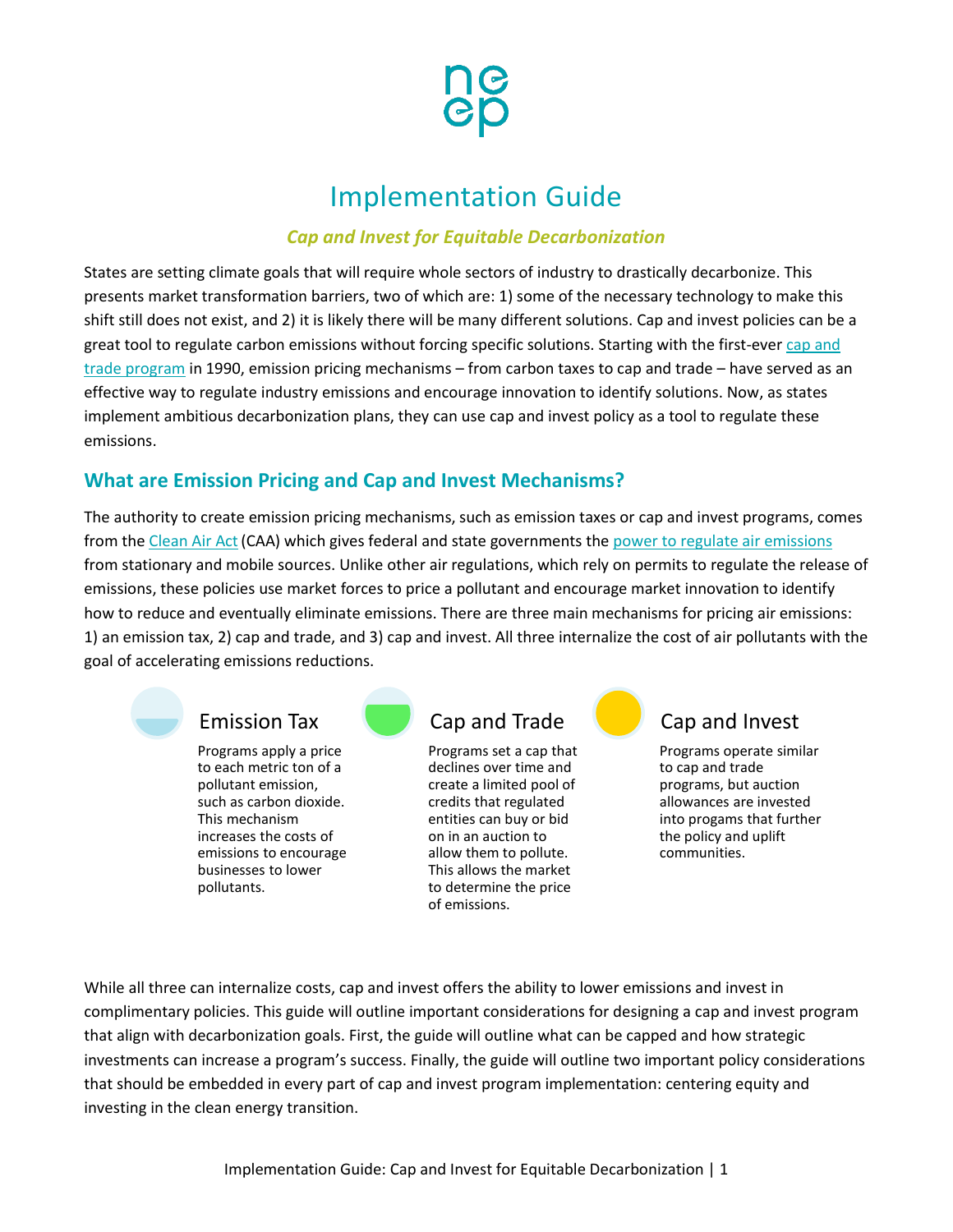# Implementation Guide

***Cap and Invest for Equitable Decarbonization***

States are setting climate goals that will require whole sectors of industry to drastically decarbonize. This presents market transformation barriers, two of which are: 1) some of the necessary technology to make this shift still does not exist, and 2) it is likely there will be many different solutions. Cap and invest policies can be a great tool to regulate carbon emissions without forcing specific solutions. Starting with the first-ever cap and trade program in 1990, emission pricing mechanisms – from carbon taxes to cap and trade – have served as an effective way to regulate industry emissions and encourage innovation to identify solutions. Now, as states implement ambitious decarbonization plans, they can use cap and invest policy as a tool to regulate these emissions.

## What are Emission Pricing and Cap and Invest Mechanisms?

The authority to create emission pricing mechanisms, such as emission taxes or cap and invest programs, comes from the Clean Air Act (CAA) which gives federal and state governments the power to regulate air emissions from stationary and mobile sources. Unlike other air regulations, which rely on permits to regulate the release of emissions, these policies use market forces to price a pollutant and encourage market innovation to identify how to reduce and eventually eliminate emissions. There are three main mechanisms for pricing air emissions: 1) an emission tax, 2) cap and trade, and 3) cap and invest. All three internalize the cost of air pollutants with the goal of accelerating emissions reductions.

### Emission Tax

Programs apply a price to each metric ton of a pollutant emission, such as carbon dioxide. This mechanism increases the costs of emissions to encourage businesses to lower pollutants.

### Cap and Trade

Programs set a cap that declines over time and create a limited pool of credits that regulated entities can buy or bid on in an auction to allow them to pollute. This allows the market to determine the price of emissions.

### Cap and Invest

Programs operate similar to cap and trade programs, but auction allowances are invested into progams that further the policy and uplift communities.

While all three can internalize costs, cap and invest offers the ability to lower emissions and invest in complimentary policies. This guide will outline important considerations for designing a cap and invest program that align with decarbonization goals. First, the guide will outline what can be capped and how strategic investments can increase a program's success. Finally, the guide will outline two important policy considerations that should be embedded in every part of cap and invest program implementation: centering equity and investing in the clean energy transition.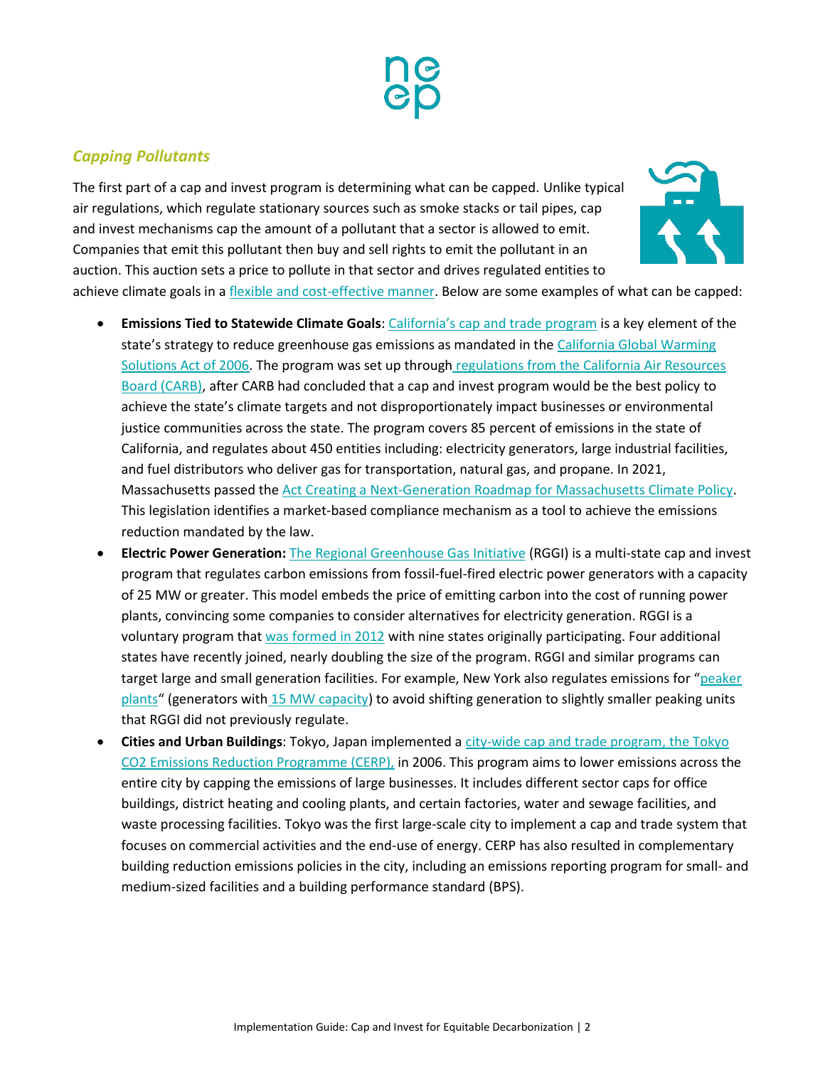### *Capping Pollutants*

The first part of a cap and invest program is determining what can be capped. Unlike typical air regulations, which regulate stationary sources such as smoke stacks or tail pipes, cap and invest mechanisms cap the amount of a pollutant that a sector is allowed to emit. Companies that emit this pollutant then buy and sell rights to emit the pollutant in an auction. This auction sets a price to pollute in that sector and drives regulated entities to achieve climate goals in a flexible and cost-effective manner. Below are some examples of what can be capped:

- **Emissions Tied to Statewide Climate Goals**: California's cap and trade program is a key element of the state's strategy to reduce greenhouse gas emissions as mandated in the California Global Warming Solutions Act of 2006. The program was set up through regulations from the California Air Resources Board (CARB), after CARB had concluded that a cap and invest program would be the best policy to achieve the state's climate targets and not disproportionately impact businesses or environmental justice communities across the state. The program covers 85 percent of emissions in the state of California, and regulates about 450 entities including: electricity generators, large industrial facilities, and fuel distributors who deliver gas for transportation, natural gas, and propane. In 2021, Massachusetts passed the Act Creating a Next-Generation Roadmap for Massachusetts Climate Policy. This legislation identifies a market-based compliance mechanism as a tool to achieve the emissions reduction mandated by the law.
- **Electric Power Generation:** The Regional Greenhouse Gas Initiative (RGGI) is a multi-state cap and invest program that regulates carbon emissions from fossil-fuel-fired electric power generators with a capacity of 25 MW or greater. This model embeds the price of emitting carbon into the cost of running power plants, convincing some companies to consider alternatives for electricity generation. RGGI is a voluntary program that was formed in 2012 with nine states originally participating. Four additional states have recently joined, nearly doubling the size of the program. RGGI and similar programs can target large and small generation facilities. For example, New York also regulates emissions for "peaker plants" (generators with 15 MW capacity) to avoid shifting generation to slightly smaller peaking units that RGGI did not previously regulate.
- **Cities and Urban Buildings**: Tokyo, Japan implemented a city-wide cap and trade program, the Tokyo CO2 Emissions Reduction Programme (CERP), in 2006. This program aims to lower emissions across the entire city by capping the emissions of large businesses. It includes different sector caps for office buildings, district heating and cooling plants, and certain factories, water and sewage facilities, and waste processing facilities. Tokyo was the first large-scale city to implement a cap and trade system that focuses on commercial activities and the end-use of energy. CERP has also resulted in complementary building reduction emissions policies in the city, including an emissions reporting program for small- and medium-sized facilities and a building performance standard (BPS).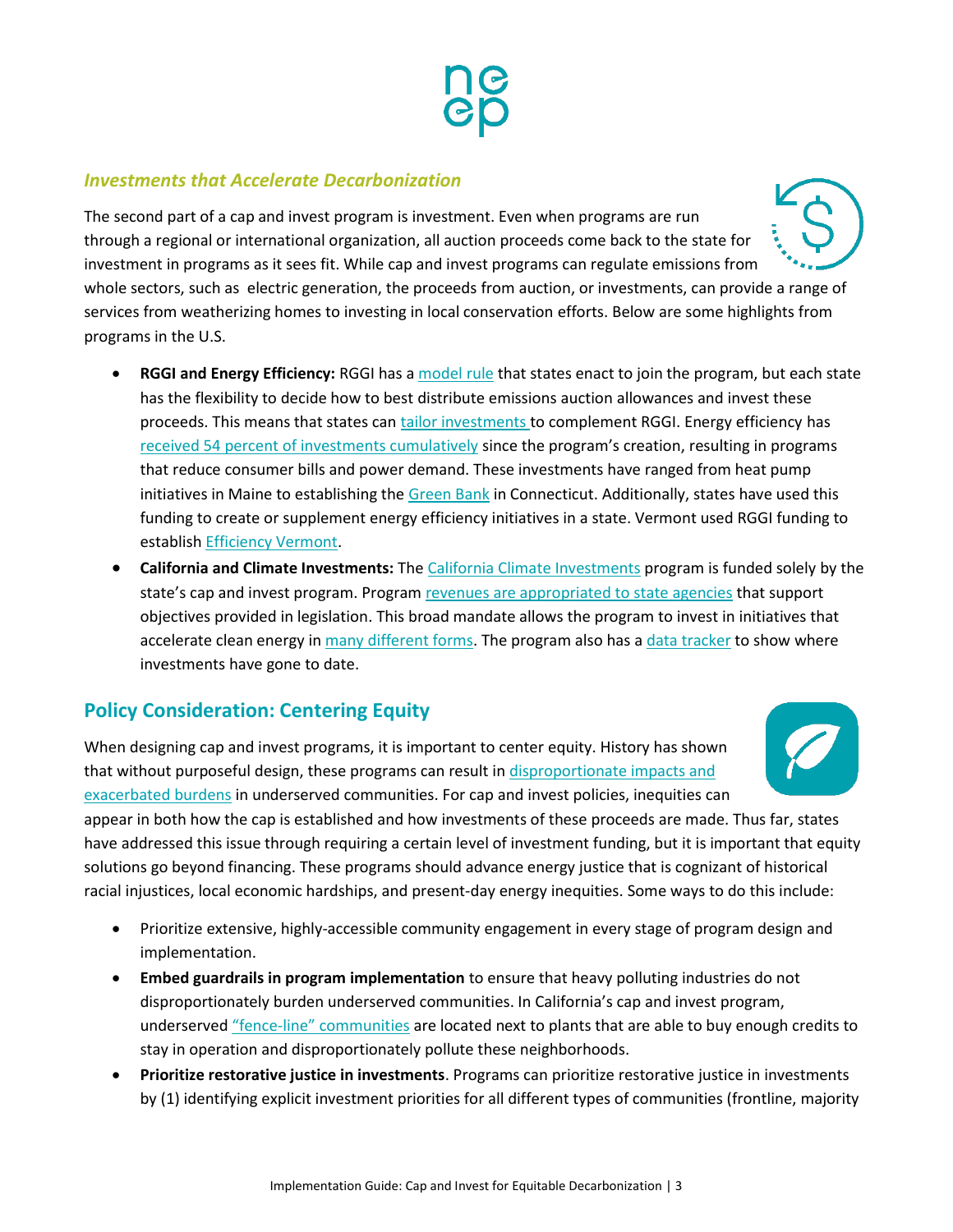### *Investments that Accelerate Decarbonization*

The second part of a cap and invest program is investment. Even when programs are run through a regional or international organization, all auction proceeds come back to the state for investment in programs as it sees fit. While cap and invest programs can regulate emissions from whole sectors, such as electric generation, the proceeds from auction, or investments, can provide a range of services from weatherizing homes to investing in local conservation efforts. Below are some highlights from programs in the U.S.

- **RGGI and Energy Efficiency:** RGGI has a model rule that states enact to join the program, but each state has the flexibility to decide how to best distribute emissions auction allowances and invest these proceeds. This means that states can tailor investments to complement RGGI. Energy efficiency has received 54 percent of investments cumulatively since the program's creation, resulting in programs that reduce consumer bills and power demand. These investments have ranged from heat pump initiatives in Maine to establishing the Green Bank in Connecticut. Additionally, states have used this funding to create or supplement energy efficiency initiatives in a state. Vermont used RGGI funding to establish Efficiency Vermont.
- **California and Climate Investments:** The California Climate Investments program is funded solely by the state's cap and invest program. Program revenues are appropriated to state agencies that support objectives provided in legislation. This broad mandate allows the program to invest in initiatives that accelerate clean energy in many different forms. The program also has a data tracker to show where investments have gone to date.

## Policy Consideration: Centering Equity

When designing cap and invest programs, it is important to center equity. History has shown that without purposeful design, these programs can result in disproportionate impacts and exacerbated burdens in underserved communities. For cap and invest policies, inequities can appear in both how the cap is established and how investments of these proceeds are made. Thus far, states have addressed this issue through requiring a certain level of investment funding, but it is important that equity solutions go beyond financing. These programs should advance energy justice that is cognizant of historical racial injustices, local economic hardships, and present-day energy inequities. Some ways to do this include:

- Prioritize extensive, highly-accessible community engagement in every stage of program design and implementation.
- **Embed guardrails in program implementation** to ensure that heavy polluting industries do not disproportionately burden underserved communities. In California's cap and invest program, underserved "fence-line" communities are located next to plants that are able to buy enough credits to stay in operation and disproportionately pollute these neighborhoods.
- **Prioritize restorative justice in investments**. Programs can prioritize restorative justice in investments by (1) identifying explicit investment priorities for all different types of communities (frontline, majority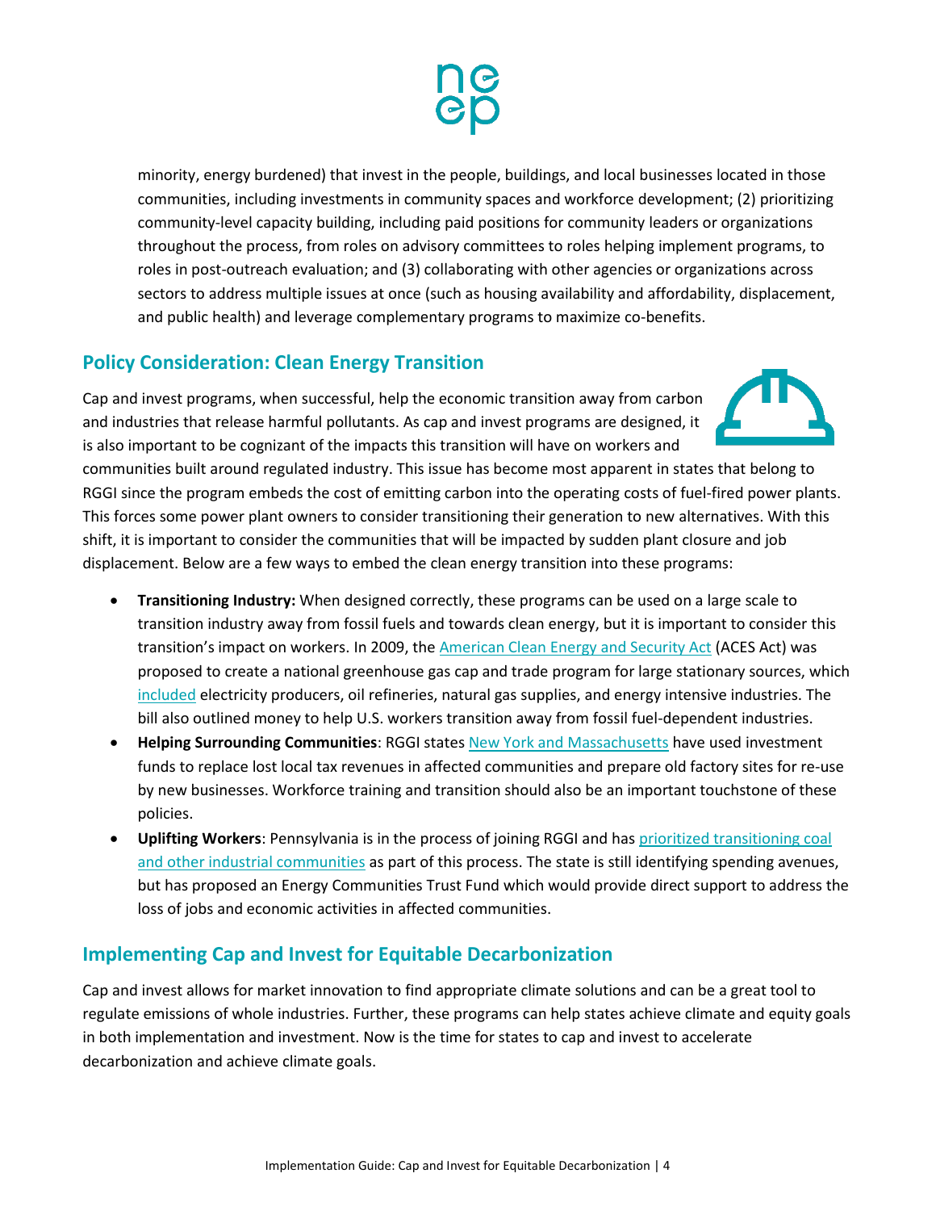minority, energy burdened) that invest in the people, buildings, and local businesses located in those communities, including investments in community spaces and workforce development; (2) prioritizing community-level capacity building, including paid positions for community leaders or organizations throughout the process, from roles on advisory committees to roles helping implement programs, to roles in post-outreach evaluation; and (3) collaborating with other agencies or organizations across sectors to address multiple issues at once (such as housing availability and affordability, displacement, and public health) and leverage complementary programs to maximize co-benefits.

## Policy Consideration: Clean Energy Transition

Cap and invest programs, when successful, help the economic transition away from carbon and industries that release harmful pollutants. As cap and invest programs are designed, it is also important to be cognizant of the impacts this transition will have on workers and communities built around regulated industry. This issue has become most apparent in states that belong to RGGI since the program embeds the cost of emitting carbon into the operating costs of fuel-fired power plants. This forces some power plant owners to consider transitioning their generation to new alternatives. With this shift, it is important to consider the communities that will be impacted by sudden plant closure and job displacement. Below are a few ways to embed the clean energy transition into these programs:

- **Transitioning Industry:** When designed correctly, these programs can be used on a large scale to transition industry away from fossil fuels and towards clean energy, but it is important to consider this transition's impact on workers. In 2009, the American Clean Energy and Security Act (ACES Act) was proposed to create a national greenhouse gas cap and trade program for large stationary sources, which included electricity producers, oil refineries, natural gas supplies, and energy intensive industries. The bill also outlined money to help U.S. workers transition away from fossil fuel-dependent industries.
- **Helping Surrounding Communities**: RGGI states New York and Massachusetts have used investment funds to replace lost local tax revenues in affected communities and prepare old factory sites for re-use by new businesses. Workforce training and transition should also be an important touchstone of these policies.
- **Uplifting Workers**: Pennsylvania is in the process of joining RGGI and has prioritized transitioning coal and other industrial communities as part of this process. The state is still identifying spending avenues, but has proposed an Energy Communities Trust Fund which would provide direct support to address the loss of jobs and economic activities in affected communities.

## Implementing Cap and Invest for Equitable Decarbonization

Cap and invest allows for market innovation to find appropriate climate solutions and can be a great tool to regulate emissions of whole industries. Further, these programs can help states achieve climate and equity goals in both implementation and investment. Now is the time for states to cap and invest to accelerate decarbonization and achieve climate goals.